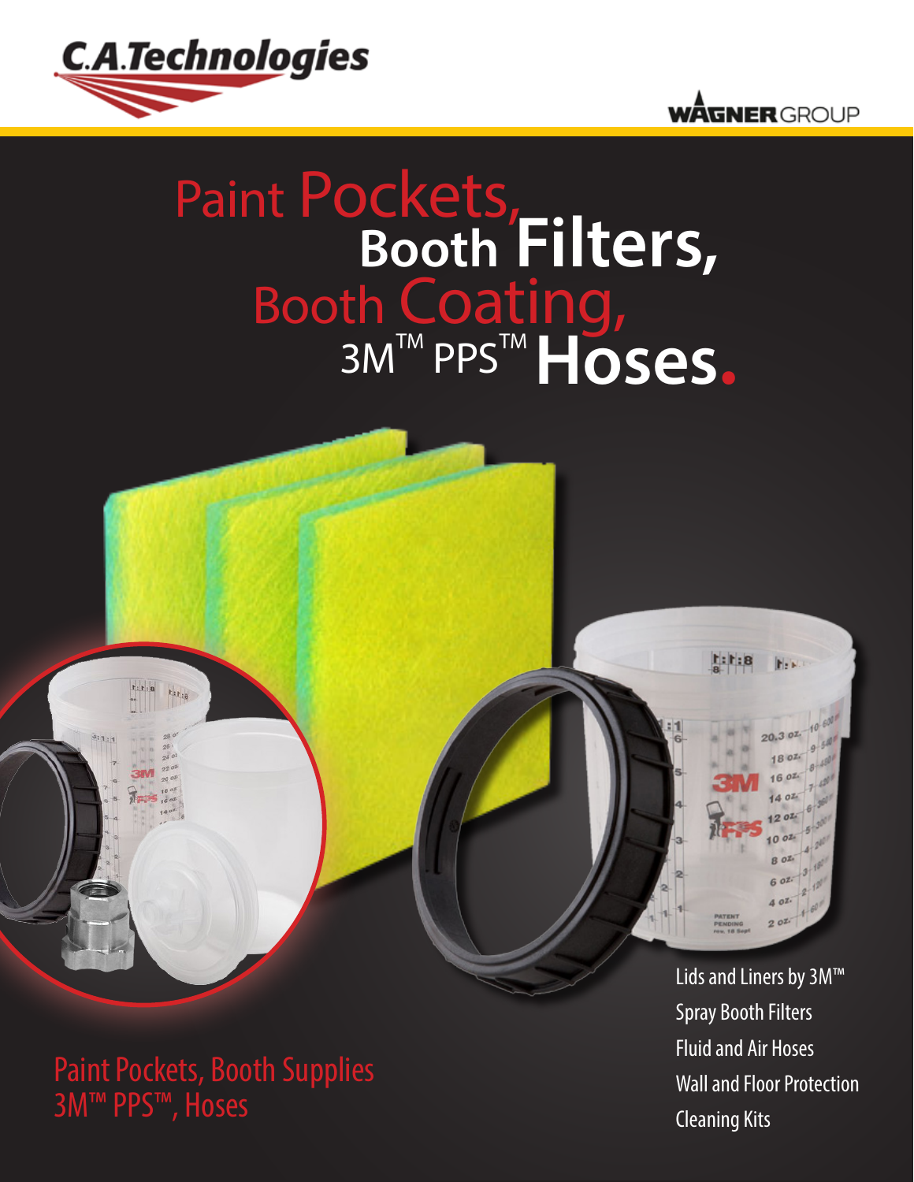C.A.Technologies

WAGNER GROUP

# Paint Pockets, Booth Filters, Booth Coating, 3M™ PPS™ Hoses.

- Lids and Liners by 3M™
- Spray Booth Filters
- Fluid and Air Hoses
- Wall and Floor Protection
- Cleaning Kits

Paint Pockets, Booth Supplies 3M™ PPS™, Hoses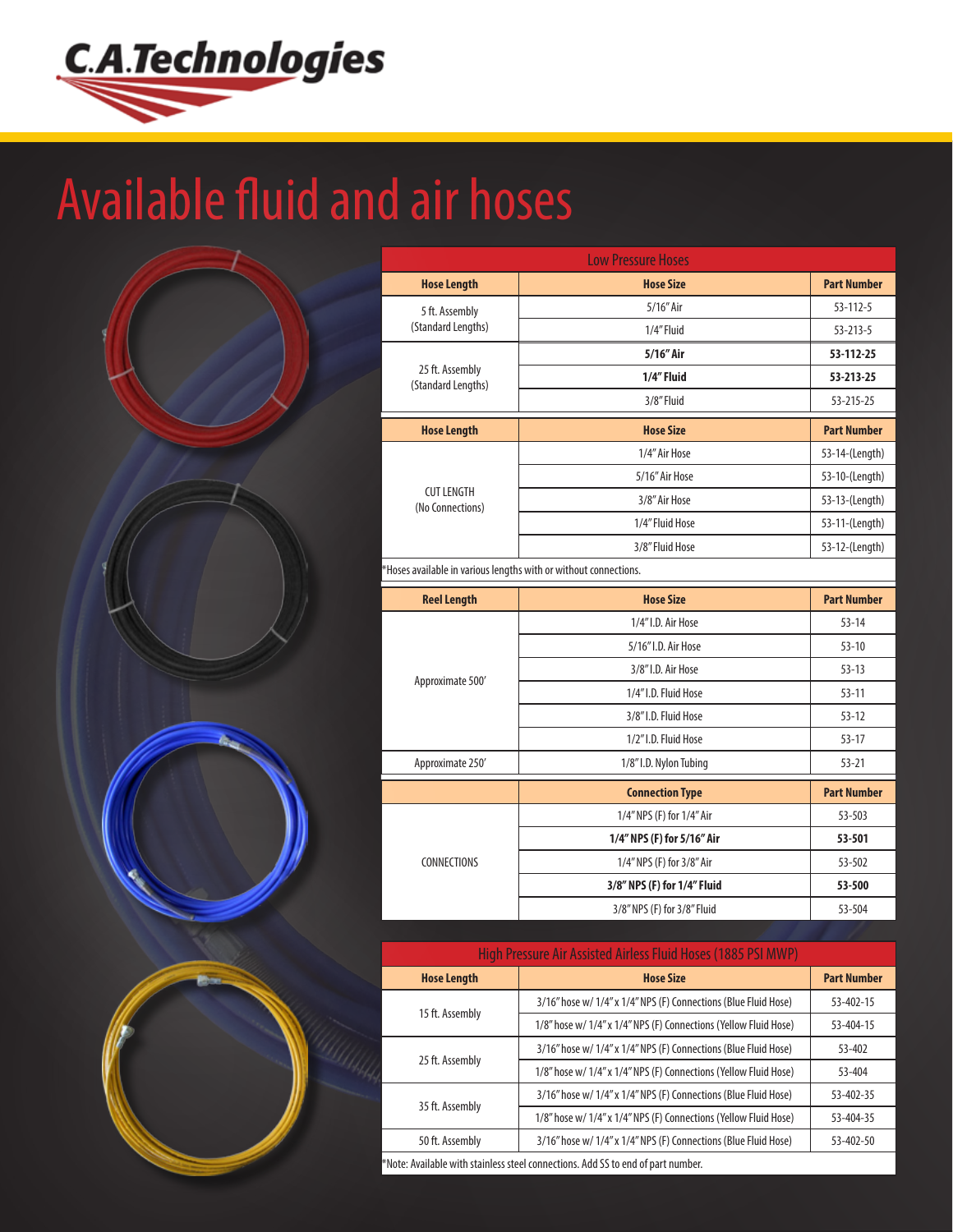# Available fluid and air hoses

| Low Pressure Hoses | | |
|---|---|---|
| **Hose Length** | **Hose Size** | **Part Number** |
| 5 ft. Assembly (Standard Lengths) | 5/16" Air | 53-112-5 |
| | 1/4" Fluid | 53-213-5 |
| 25 ft. Assembly (Standard Lengths) | **5/16" Air** | **53-112-25** |
| | **1/4" Fluid** | **53-213-25** |
| | 3/8" Fluid | 53-215-25 |
| **Hose Length** | **Hose Size** | **Part Number** |
| CUT LENGTH (No Connections) | 1/4" Air Hose | 53-14-(Length) |
| | 5/16" Air Hose | 53-10-(Length) |
| | 3/8" Air Hose | 53-13-(Length) |
| | 1/4" Fluid Hose | 53-11-(Length) |
| | 3/8" Fluid Hose | 53-12-(Length) |

*Hoses available in various lengths with or without connections.

| **Reel Length** | **Hose Size** | **Part Number** |
|---|---|---|
| Approximate 500' | 1/4" I.D. Air Hose | 53-14 |
| | 5/16" I.D. Air Hose | 53-10 |
| | 3/8" I.D. Air Hose | 53-13 |
| | 1/4" I.D. Fluid Hose | 53-11 |
| | 3/8" I.D. Fluid Hose | 53-12 |
| | 1/2" I.D. Fluid Hose | 53-17 |
| Approximate 250' | 1/8" I.D. Nylon Tubing | 53-21 |

| | **Connection Type** | **Part Number** |
|---|---|---|
| CONNECTIONS | 1/4" NPS (F) for 1/4" Air | 53-503 |
| | **1/4" NPS (F) for 5/16" Air** | **53-501** |
| | 1/4" NPS (F) for 3/8" Air | 53-502 |
| | **3/8" NPS (F) for 1/4" Fluid** | **53-500** |
| | 3/8" NPS (F) for 3/8" Fluid | 53-504 |

| High Pressure Air Assisted Airless Fluid Hoses (1885 PSI MWP) | | |
|---|---|---|
| **Hose Length** | **Hose Size** | **Part Number** |
| 15 ft. Assembly | 3/16" hose w/ 1/4" x 1/4" NPS (F) Connections (Blue Fluid Hose) | 53-402-15 |
| | 1/8" hose w/ 1/4" x 1/4" NPS (F) Connections (Yellow Fluid Hose) | 53-404-15 |
| 25 ft. Assembly | 3/16" hose w/ 1/4" x 1/4" NPS (F) Connections (Blue Fluid Hose) | 53-402 |
| | 1/8" hose w/ 1/4" x 1/4" NPS (F) Connections (Yellow Fluid Hose) | 53-404 |
| 35 ft. Assembly | 3/16" hose w/ 1/4" x 1/4" NPS (F) Connections (Blue Fluid Hose) | 53-402-35 |
| | 1/8" hose w/ 1/4" x 1/4" NPS (F) Connections (Yellow Fluid Hose) | 53-404-35 |
| 50 ft. Assembly | 3/16" hose w/ 1/4" x 1/4" NPS (F) Connections (Blue Fluid Hose) | 53-402-50 |

*Note: Available with stainless steel connections. Add SS to end of part number.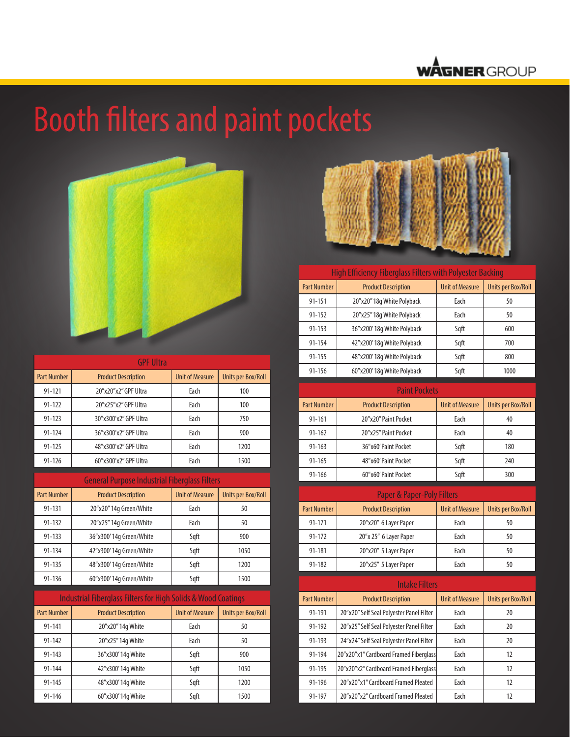# Booth filters and paint pockets

| GPF Ultra | | | |
|---|---|---|---|
| Part Number | Product Description | Unit of Measure | Units per Box/Roll |
| 91-121 | 20"x20"x2" GPF Ultra | Each | 100 |
| 91-122 | 20"x25"x2" GPF Ultra | Each | 100 |
| 91-123 | 30"x300'x2" GPF Ultra | Each | 750 |
| 91-124 | 36"x300'x2" GPF Ultra | Each | 900 |
| 91-125 | 48"x300'x2" GPF Ultra | Each | 1200 |
| 91-126 | 60"x300'x2" GPF Ultra | Each | 1500 |

| General Purpose Industrial Fiberglass Filters | | | |
|---|---|---|---|
| Part Number | Product Description | Unit of Measure | Units per Box/Roll |
| 91-131 | 20"x20" 14g Green/White | Each | 50 |
| 91-132 | 20"x25" 14g Green/White | Each | 50 |
| 91-133 | 36"x300' 14g Green/White | Sqft | 900 |
| 91-134 | 42"x300' 14g Green/White | Sqft | 1050 |
| 91-135 | 48"x300' 14g Green/White | Sqft | 1200 |
| 91-136 | 60"x300' 14g Green/White | Sqft | 1500 |

| Industrial Fiberglass Filters for High Solids & Wood Coatings | | | |
|---|---|---|---|
| Part Number | Product Description | Unit of Measure | Units per Box/Roll |
| 91-141 | 20"x20" 14g White | Each | 50 |
| 91-142 | 20"x25" 14g White | Each | 50 |
| 91-143 | 36"x300' 14g White | Sqft | 900 |
| 91-144 | 42"x300' 14g White | Sqft | 1050 |
| 91-145 | 48"x300' 14g White | Sqft | 1200 |
| 91-146 | 60"x300' 14g White | Sqft | 1500 |

| High Efficiency Fiberglass Filters with Polyester Backing | | | |
|---|---|---|---|
| Part Number | Product Description | Unit of Measure | Units per Box/Roll |
| 91-151 | 20"x20" 18g White Polyback | Each | 50 |
| 91-152 | 20"x25" 18g White Polyback | Each | 50 |
| 91-153 | 36"x200' 18g White Polyback | Sqft | 600 |
| 91-154 | 42"x200' 18g White Polyback | Sqft | 700 |
| 91-155 | 48"x200' 18g White Polyback | Sqft | 800 |
| 91-156 | 60"x200' 18g White Polyback | Sqft | 1000 |

| Paint Pockets | | | |
|---|---|---|---|
| Part Number | Product Description | Unit of Measure | Units per Box/Roll |
| 91-161 | 20"x20" Paint Pocket | Each | 40 |
| 91-162 | 20"x25" Paint Pocket | Each | 40 |
| 91-163 | 36"x60' Paint Pocket | Sqft | 180 |
| 91-165 | 48"x60' Paint Pocket | Sqft | 240 |
| 91-166 | 60"x60' Paint Pocket | Sqft | 300 |

| Paper & Paper-Poly Filters | | | |
|---|---|---|---|
| Part Number | Product Description | Unit of Measure | Units per Box/Roll |
| 91-171 | 20"x20" 6 Layer Paper | Each | 50 |
| 91-172 | 20"x 25" 6 Layer Paper | Each | 50 |
| 91-181 | 20"x20" 5 Layer Paper | Each | 50 |
| 91-182 | 20"x25" 5 Layer Paper | Each | 50 |

| Intake Filters | | | |
|---|---|---|---|
| Part Number | Product Description | Unit of Measure | Units per Box/Roll |
| 91-191 | 20"x20" Self Seal Polyester Panel Filter | Each | 20 |
| 91-192 | 20"x25" Self Seal Polyester Panel Filter | Each | 20 |
| 91-193 | 24"x24" Self Seal Polyester Panel Filter | Each | 20 |
| 91-194 | 20"x20"x1" Cardboard Framed Fiberglass | Each | 12 |
| 91-195 | 20"x20"x2" Cardboard Framed Fiberglass | Each | 12 |
| 91-196 | 20"x20"x1" Cardboard Framed Pleated | Each | 12 |
| 91-197 | 20"x20"x2" Cardboard Framed Pleated | Each | 12 |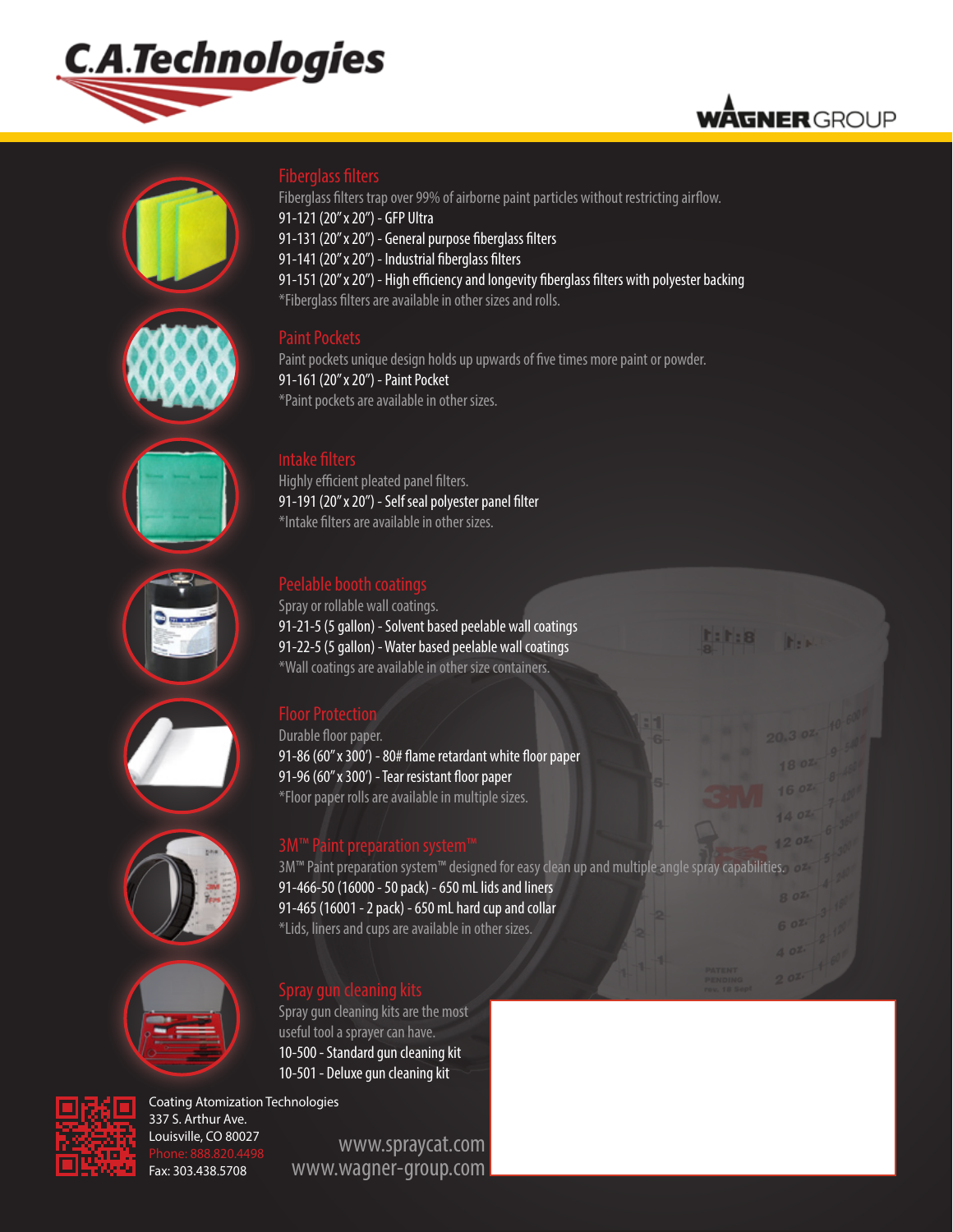C.A.Technologies

WAGNER GROUP

## Fiberglass filters

Fiberglass filters trap over 99% of airborne paint particles without restricting airflow.

91-121 (20" x 20") - GFP Ultra
91-131 (20" x 20") - General purpose fiberglass filters
91-141 (20" x 20") - Industrial fiberglass filters
91-151 (20" x 20") - High efficiency and longevity fiberglass filters with polyester backing

*Fiberglass filters are available in other sizes and rolls.

## Paint Pockets

Paint pockets unique design holds up upwards of five times more paint or powder.

91-161 (20" x 20") - Paint Pocket

*Paint pockets are available in other sizes.

## Intake filters

Highly efficient pleated panel filters.

91-191 (20" x 20") - Self seal polyester panel filter

*Intake filters are available in other sizes.

## Peelable booth coatings

Spray or rollable wall coatings.

91-21-5 (5 gallon) - Solvent based peelable wall coatings
91-22-5 (5 gallon) - Water based peelable wall coatings

*Wall coatings are available in other size containers.

## Floor Protection

Durable floor paper.

91-86 (60" x 300') - 80# flame retardant white floor paper
91-96 (60" x 300') - Tear resistant floor paper

*Floor paper rolls are available in multiple sizes.

## 3M™ Paint preparation system™

3M™ Paint preparation system™ designed for easy clean up and multiple angle spray capabilities.

91-466-50 (16000 - 50 pack) - 650 mL lids and liners
91-465 (16001 - 2 pack) - 650 mL hard cup and collar

*Lids, liners and cups are available in other sizes.

## Spray gun cleaning kits

Spray gun cleaning kits are the most useful tool a sprayer can have.

10-500 - Standard gun cleaning kit
10-501 - Deluxe gun cleaning kit

Coating Atomization Technologies
337 S. Arthur Ave.
Louisville, CO 80027
Phone: 888.820.4498
Fax: 303.438.5708

www.spraycat.com
www.wagner-group.com